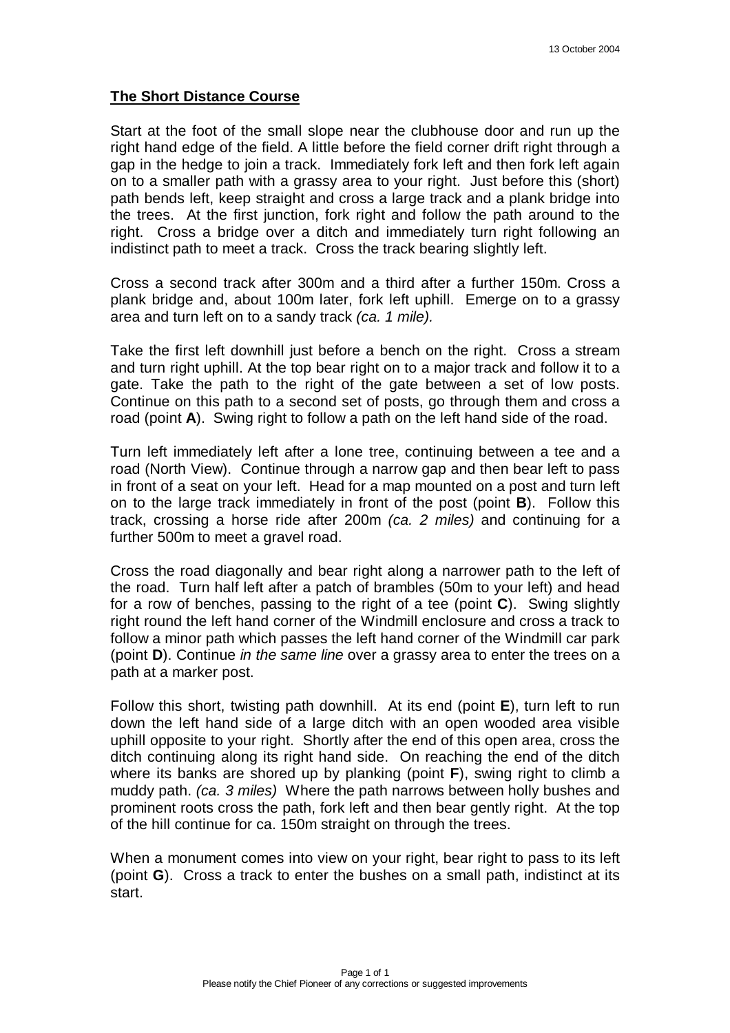13 October 2004

## **The Short Distance Course**

Start at the foot of the small slope near the clubhouse door and run up the right hand edge of the field. A little before the field corner drift right through a gap in the hedge to join a track. Immediately fork left and then fork left again on to a smaller path with a grassy area to your right. Just before this (short) path bends left, keep straight and cross a large track and a plank bridge into the trees. At the first junction, fork right and follow the path around to the right. Cross a bridge over a ditch and immediately turn right following an indistinct path to meet a track. Cross the track bearing slightly left.

Cross a second track after 300m and a third after a further 150m. Cross a plank bridge and, about 100m later, fork left uphill. Emerge on to a grassy area and turn left on to a sandy track *(ca. 1 mile).*

Take the first left downhill just before a bench on the right. Cross a stream and turn right uphill. At the top bear right on to a major track and follow it to a gate. Take the path to the right of the gate between a set of low posts. Continue on this path to a second set of posts, go through them and cross a road (point **A**). Swing right to follow a path on the left hand side of the road.

Turn left immediately left after a lone tree, continuing between a tee and a road (North View). Continue through a narrow gap and then bear left to pass in front of a seat on your left. Head for a map mounted on a post and turn left on to the large track immediately in front of the post (point **B**). Follow this track, crossing a horse ride after 200m *(ca. 2 miles)* and continuing for a further 500m to meet a gravel road.

Cross the road diagonally and bear right along a narrower path to the left of the road. Turn half left after a patch of brambles (50m to your left) and head for a row of benches, passing to the right of a tee (point **C**). Swing slightly right round the left hand corner of the Windmill enclosure and cross a track to follow a minor path which passes the left hand corner of the Windmill car park (point **D**). Continue *in the same line* over a grassy area to enter the trees on a path at a marker post.

Follow this short, twisting path downhill. At its end (point **E**), turn left to run down the left hand side of a large ditch with an open wooded area visible uphill opposite to your right. Shortly after the end of this open area, cross the ditch continuing along its right hand side. On reaching the end of the ditch where its banks are shored up by planking (point **F**), swing right to climb a muddy path. *(ca. 3 miles)* Where the path narrows between holly bushes and prominent roots cross the path, fork left and then bear gently right. At the top of the hill continue for ca. 150m straight on through the trees.

When a monument comes into view on your right, bear right to pass to its left (point **G**). Cross a track to enter the bushes on a small path, indistinct at its start.

Please notify the Chief Pioneer of any corrections or suggested improvements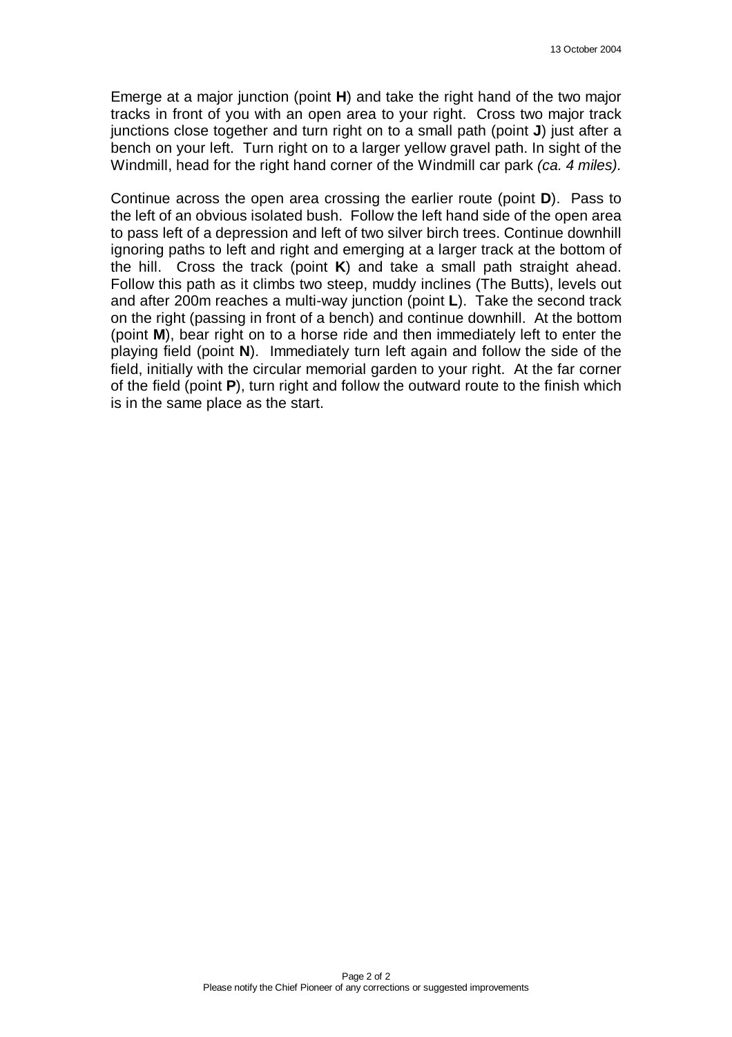Emerge at a major junction (point **H**) and take the right hand of the two major tracks in front of you with an open area to your right. Cross two major track junctions close together and turn right on to a small path (point **J**) just after a bench on your left. Turn right on to a larger yellow gravel path. In sight of the Windmill, head for the right hand corner of the Windmill car park *(ca. 4 miles).*

Continue across the open area crossing the earlier route (point **D**). Pass to the left of an obvious isolated bush. Follow the left hand side of the open area to pass left of a depression and left of two silver birch trees. Continue downhill ignoring paths to left and right and emerging at a larger track at the bottom of the hill. Cross the track (point **K**) and take a small path straight ahead. Follow this path as it climbs two steep, muddy inclines (The Butts), levels out and after 200m reaches a multi-way junction (point **L**). Take the second track on the right (passing in front of a bench) and continue downhill. At the bottom (point **M**), bear right on to a horse ride and then immediately left to enter the playing field (point **N**). Immediately turn left again and follow the side of the field, initially with the circular memorial garden to your right. At the far corner of the field (point **P**), turn right and follow the outward route to the finish which is in the same place as the start.